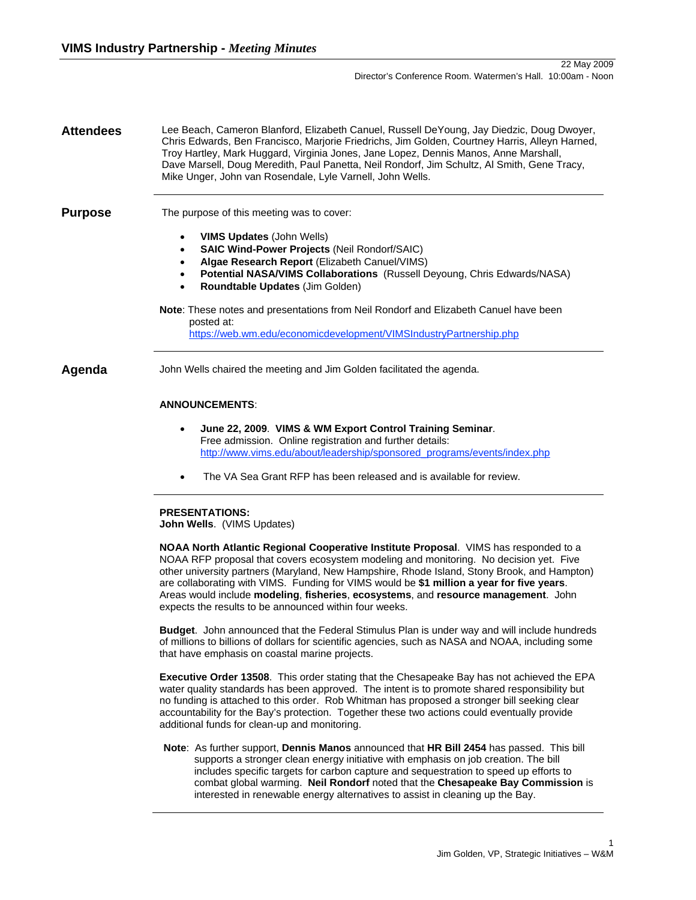# VIMS Industry Partnership - *Meeting Minutes*

22 May 2009
Director's Conference Room. Watermen's Hall. 10:00am - Noon

## Attendees

Lee Beach, Cameron Blanford, Elizabeth Canuel, Russell DeYoung, Jay Diedzic, Doug Dwoyer, Chris Edwards, Ben Francisco, Marjorie Friedrichs, Jim Golden, Courtney Harris, Alleyn Harned, Troy Hartley, Mark Huggard, Virginia Jones, Jane Lopez, Dennis Manos, Anne Marshall, Dave Marsell, Doug Meredith, Paul Panetta, Neil Rondorf, Jim Schultz, Al Smith, Gene Tracy, Mike Unger, John van Rosendale, Lyle Varnell, John Wells.

## Purpose

The purpose of this meeting was to cover:

- **VIMS Updates** (John Wells)
- **SAIC Wind-Power Projects** (Neil Rondorf/SAIC)
- **Algae Research Report** (Elizabeth Canuel/VIMS)
- **Potential NASA/VIMS Collaborations** (Russell Deyoung, Chris Edwards/NASA)
- **Roundtable Updates** (Jim Golden)

**Note**: These notes and presentations from Neil Rondorf and Elizabeth Canuel have been posted at: https://web.wm.edu/economicdevelopment/VIMSIndustryPartnership.php

## Agenda

John Wells chaired the meeting and Jim Golden facilitated the agenda.

**ANNOUNCEMENTS**:

- **June 22, 2009**. **VIMS & WM Export Control Training Seminar**. Free admission. Online registration and further details: http://www.vims.edu/about/leadership/sponsored_programs/events/index.php
- The VA Sea Grant RFP has been released and is available for review.

**PRESENTATIONS:**
**John Wells**. (VIMS Updates)

**NOAA North Atlantic Regional Cooperative Institute Proposal**. VIMS has responded to a NOAA RFP proposal that covers ecosystem modeling and monitoring. No decision yet. Five other university partners (Maryland, New Hampshire, Rhode Island, Stony Brook, and Hampton) are collaborating with VIMS. Funding for VIMS would be **$1 million a year for five years**. Areas would include **modeling**, **fisheries**, **ecosystems**, and **resource management**. John expects the results to be announced within four weeks.

**Budget**. John announced that the Federal Stimulus Plan is under way and will include hundreds of millions to billions of dollars for scientific agencies, such as NASA and NOAA, including some that have emphasis on coastal marine projects.

**Executive Order 13508**. This order stating that the Chesapeake Bay has not achieved the EPA water quality standards has been approved. The intent is to promote shared responsibility but no funding is attached to this order. Rob Whitman has proposed a stronger bill seeking clear accountability for the Bay's protection. Together these two actions could eventually provide additional funds for clean-up and monitoring.

**Note**: As further support, **Dennis Manos** announced that **HR Bill 2454** has passed. This bill supports a stronger clean energy initiative with emphasis on job creation. The bill includes specific targets for carbon capture and sequestration to speed up efforts to combat global warming. **Neil Rondorf** noted that the **Chesapeake Bay Commission** is interested in renewable energy alternatives to assist in cleaning up the Bay.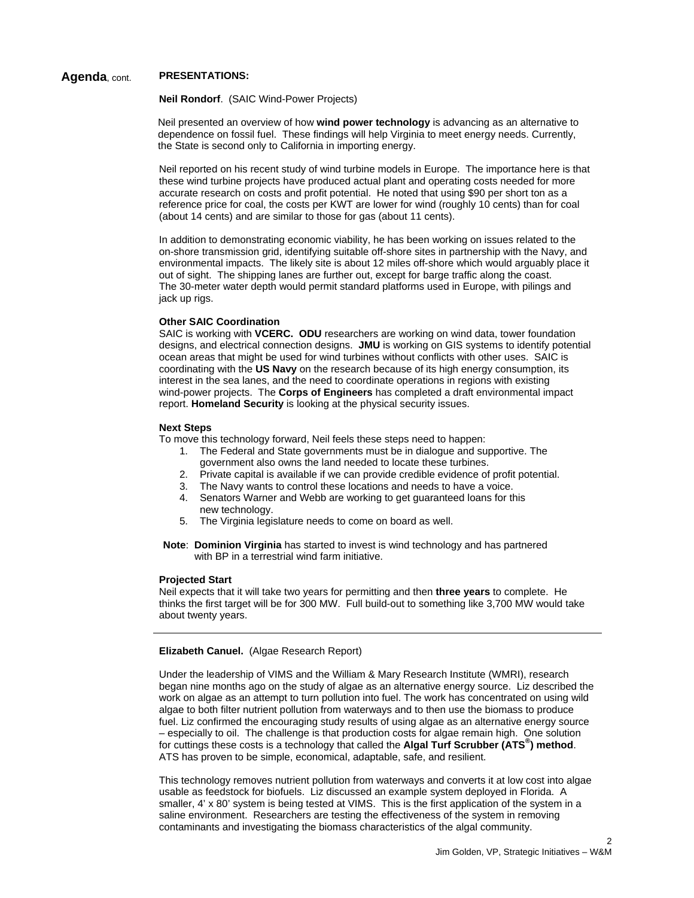**Agenda**, cont. **PRESENTATIONS:**

**Neil Rondorf**. (SAIC Wind-Power Projects)

Neil presented an overview of how **wind power technology** is advancing as an alternative to dependence on fossil fuel. These findings will help Virginia to meet energy needs. Currently, the State is second only to California in importing energy.

Neil reported on his recent study of wind turbine models in Europe. The importance here is that these wind turbine projects have produced actual plant and operating costs needed for more accurate research on costs and profit potential. He noted that using $90 per short ton as a reference price for coal, the costs per KWT are lower for wind (roughly 10 cents) than for coal (about 14 cents) and are similar to those for gas (about 11 cents).

In addition to demonstrating economic viability, he has been working on issues related to the on-shore transmission grid, identifying suitable off-shore sites in partnership with the Navy, and environmental impacts. The likely site is about 12 miles off-shore which would arguably place it out of sight. The shipping lanes are further out, except for barge traffic along the coast. The 30-meter water depth would permit standard platforms used in Europe, with pilings and jack up rigs.

**Other SAIC Coordination**
SAIC is working with **VCERC. ODU** researchers are working on wind data, tower foundation designs, and electrical connection designs. **JMU** is working on GIS systems to identify potential ocean areas that might be used for wind turbines without conflicts with other uses. SAIC is coordinating with the **US Navy** on the research because of its high energy consumption, its interest in the sea lanes, and the need to coordinate operations in regions with existing wind-power projects. The **Corps of Engineers** has completed a draft environmental impact report. **Homeland Security** is looking at the physical security issues.

**Next Steps**
To move this technology forward, Neil feels these steps need to happen:

1. The Federal and State governments must be in dialogue and supportive. The government also owns the land needed to locate these turbines.
2. Private capital is available if we can provide credible evidence of profit potential.
3. The Navy wants to control these locations and needs to have a voice.
4. Senators Warner and Webb are working to get guaranteed loans for this new technology.
5. The Virginia legislature needs to come on board as well.

**Note**: **Dominion Virginia** has started to invest is wind technology and has partnered with BP in a terrestrial wind farm initiative.

**Projected Start**
Neil expects that it will take two years for permitting and then **three years** to complete. He thinks the first target will be for 300 MW. Full build-out to something like 3,700 MW would take about twenty years.

---

**Elizabeth Canuel.** (Algae Research Report)

Under the leadership of VIMS and the William & Mary Research Institute (WMRI), research began nine months ago on the study of algae as an alternative energy source. Liz described the work on algae as an attempt to turn pollution into fuel. The work has concentrated on using wild algae to both filter nutrient pollution from waterways and to then use the biomass to produce fuel. Liz confirmed the encouraging study results of using algae as an alternative energy source – especially to oil. The challenge is that production costs for algae remain high. One solution for cuttings these costs is a technology that called the **Algal Turf Scrubber (ATS®) method**. ATS has proven to be simple, economical, adaptable, safe, and resilient.

This technology removes nutrient pollution from waterways and converts it at low cost into algae usable as feedstock for biofuels. Liz discussed an example system deployed in Florida. A smaller, 4' x 80' system is being tested at VIMS. This is the first application of the system in a saline environment. Researchers are testing the effectiveness of the system in removing contaminants and investigating the biomass characteristics of the algal community.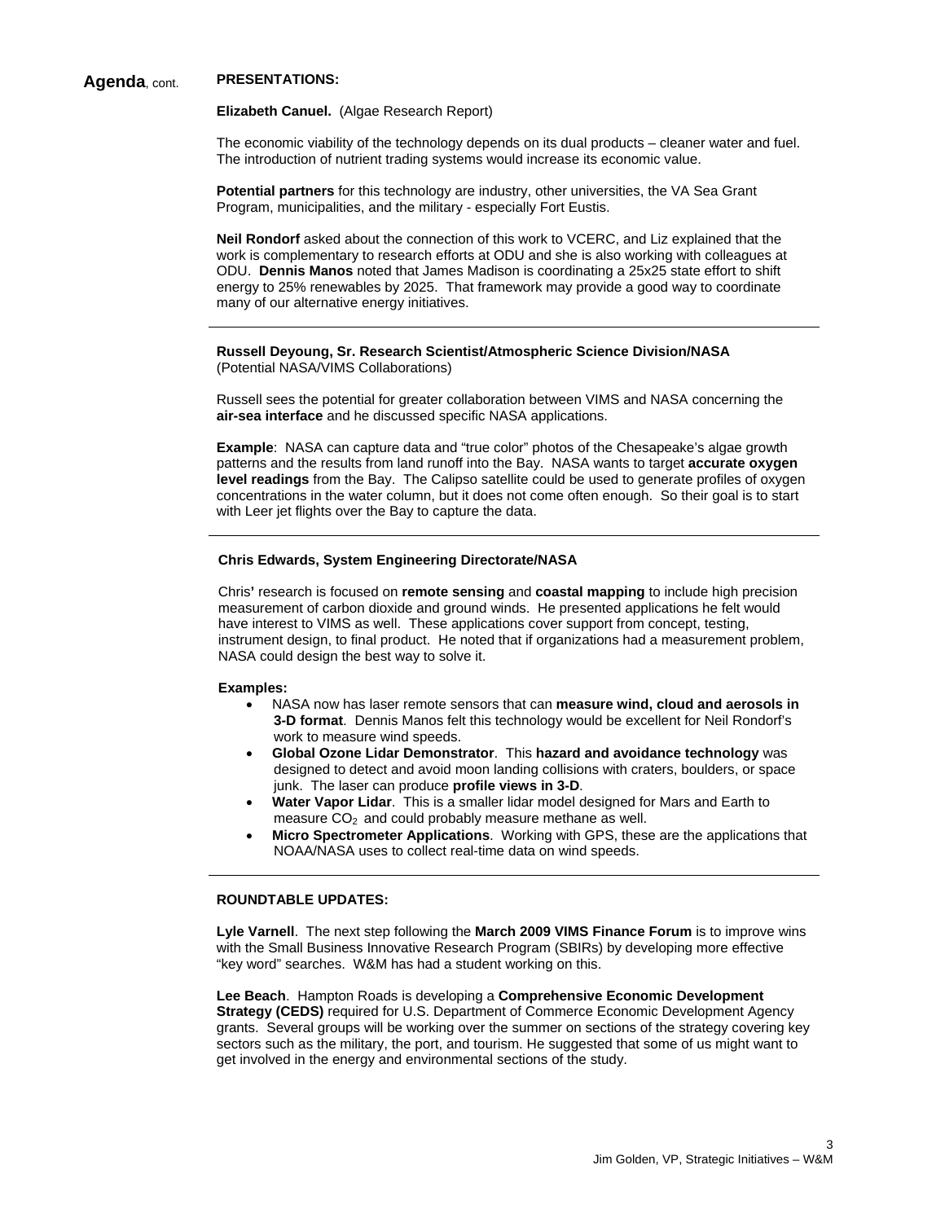**Agenda**, cont.

**PRESENTATIONS:**

**Elizabeth Canuel.** (Algae Research Report)

The economic viability of the technology depends on its dual products – cleaner water and fuel. The introduction of nutrient trading systems would increase its economic value.

**Potential partners** for this technology are industry, other universities, the VA Sea Grant Program, municipalities, and the military - especially Fort Eustis.

**Neil Rondorf** asked about the connection of this work to VCERC, and Liz explained that the work is complementary to research efforts at ODU and she is also working with colleagues at ODU. **Dennis Manos** noted that James Madison is coordinating a 25x25 state effort to shift energy to 25% renewables by 2025. That framework may provide a good way to coordinate many of our alternative energy initiatives.

---

**Russell Deyoung, Sr. Research Scientist/Atmospheric Science Division/NASA**
(Potential NASA/VIMS Collaborations)

Russell sees the potential for greater collaboration between VIMS and NASA concerning the **air-sea interface** and he discussed specific NASA applications.

**Example**: NASA can capture data and "true color" photos of the Chesapeake's algae growth patterns and the results from land runoff into the Bay. NASA wants to target **accurate oxygen level readings** from the Bay. The Calipso satellite could be used to generate profiles of oxygen concentrations in the water column, but it does not come often enough. So their goal is to start with Leer jet flights over the Bay to capture the data.

---

**Chris Edwards, System Engineering Directorate/NASA**

Chris**'** research is focused on **remote sensing** and **coastal mapping** to include high precision measurement of carbon dioxide and ground winds. He presented applications he felt would have interest to VIMS as well. These applications cover support from concept, testing, instrument design, to final product. He noted that if organizations had a measurement problem, NASA could design the best way to solve it.

**Examples:**

- NASA now has laser remote sensors that can **measure wind, cloud and aerosols in 3-D format**. Dennis Manos felt this technology would be excellent for Neil Rondorf's work to measure wind speeds.
- **Global Ozone Lidar Demonstrator**. This **hazard and avoidance technology** was designed to detect and avoid moon landing collisions with craters, boulders, or space junk. The laser can produce **profile views in 3-D**.
- **Water Vapor Lidar**. This is a smaller lidar model designed for Mars and Earth to measure $CO_2$ and could probably measure methane as well.
- **Micro Spectrometer Applications**. Working with GPS, these are the applications that NOAA/NASA uses to collect real-time data on wind speeds.

---

**ROUNDTABLE UPDATES:**

**Lyle Varnell**. The next step following the **March 2009 VIMS Finance Forum** is to improve wins with the Small Business Innovative Research Program (SBIRs) by developing more effective "key word" searches. W&M has had a student working on this.

**Lee Beach**. Hampton Roads is developing a **Comprehensive Economic Development Strategy (CEDS)** required for U.S. Department of Commerce Economic Development Agency grants. Several groups will be working over the summer on sections of the strategy covering key sectors such as the military, the port, and tourism. He suggested that some of us might want to get involved in the energy and environmental sections of the study.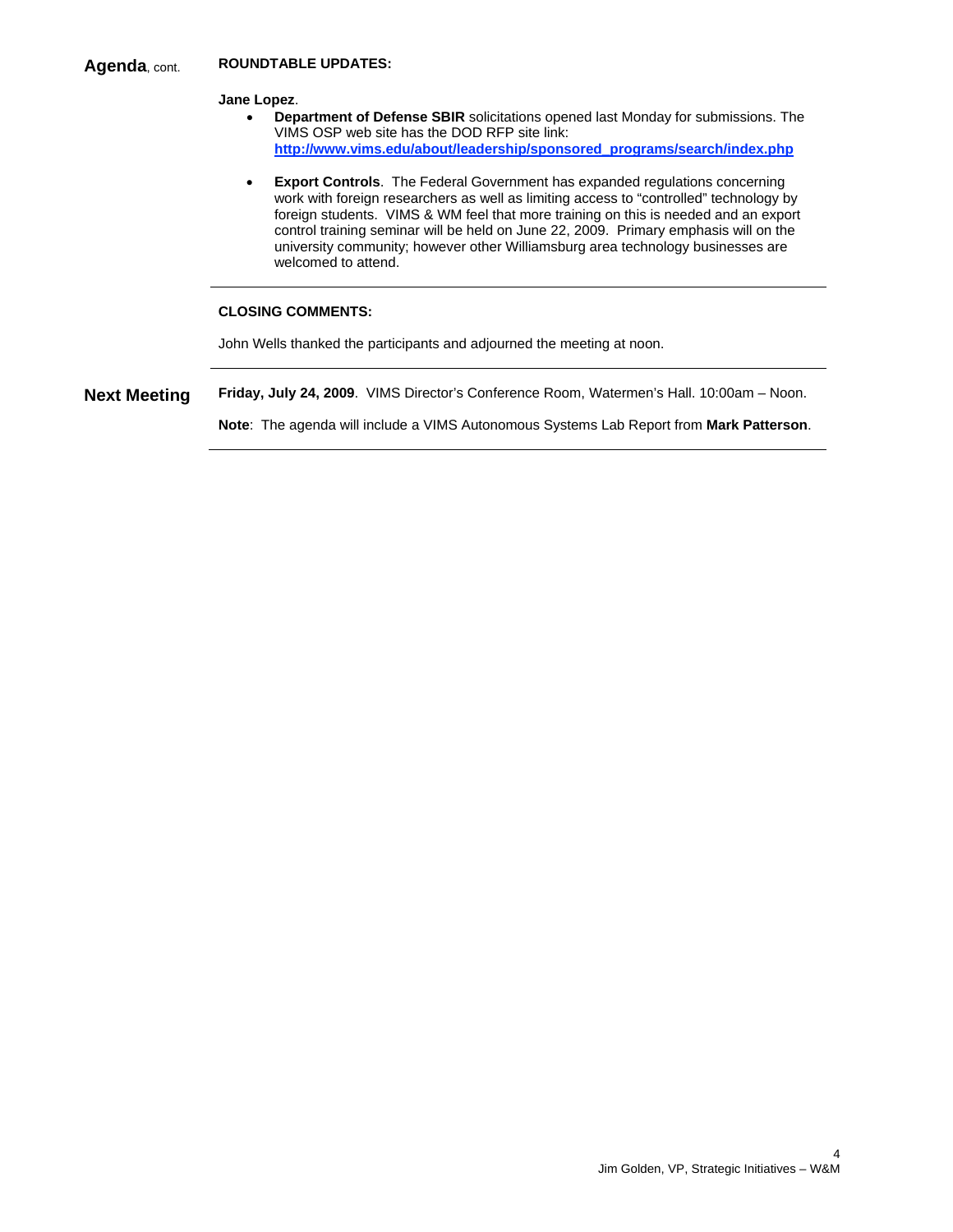**Agenda**, cont.

**ROUNDTABLE UPDATES:**

**Jane Lopez**.

- **Department of Defense SBIR** solicitations opened last Monday for submissions. The VIMS OSP web site has the DOD RFP site link: **http://www.vims.edu/about/leadership/sponsored_programs/search/index.php**

- **Export Controls**. The Federal Government has expanded regulations concerning work with foreign researchers as well as limiting access to "controlled" technology by foreign students. VIMS & WM feel that more training on this is needed and an export control training seminar will be held on June 22, 2009. Primary emphasis will on the university community; however other Williamsburg area technology businesses are welcomed to attend.

---

**CLOSING COMMENTS:**

John Wells thanked the participants and adjourned the meeting at noon.

---

**Next Meeting**

**Friday, July 24, 2009**. VIMS Director's Conference Room, Watermen's Hall. 10:00am – Noon.

**Note**: The agenda will include a VIMS Autonomous Systems Lab Report from **Mark Patterson**.

---